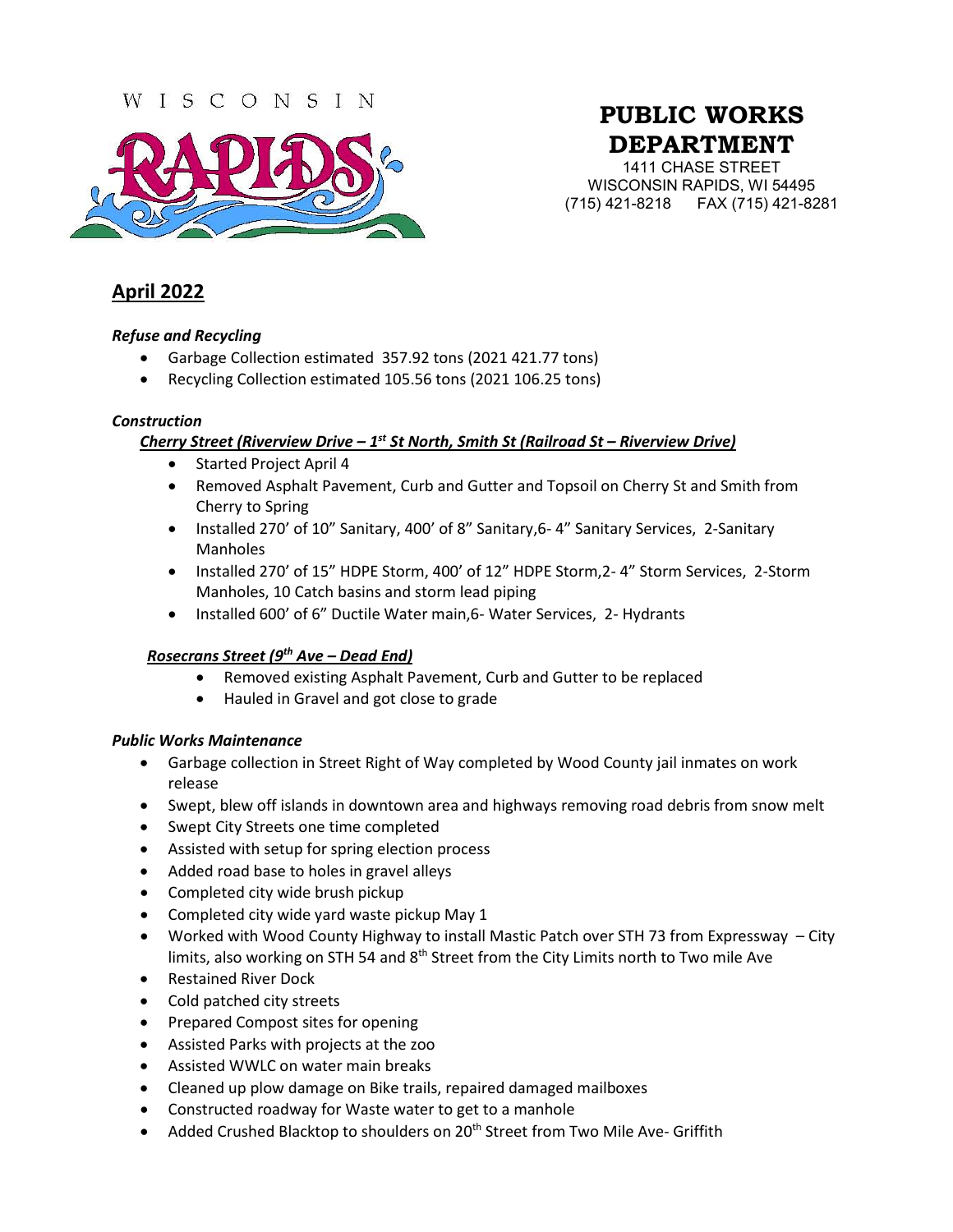WISCONSIN RAPIDS

# PUBLIC WORKS DEPARTMENT

1411 CHASE STREET
WISCONSIN RAPIDS, WI 54495
(715) 421-8218 FAX (715) 421-8281

## April 2022

### *Refuse and Recycling*

- Garbage Collection estimated 357.92 tons (2021 421.77 tons)
- Recycling Collection estimated 105.56 tons (2021 106.25 tons)

### *Construction*

#### ***Cherry Street (Riverview Drive – 1st St North, Smith St (Railroad St – Riverview Drive)***

- Started Project April 4
- Removed Asphalt Pavement, Curb and Gutter and Topsoil on Cherry St and Smith from Cherry to Spring
- Installed 270' of 10" Sanitary, 400' of 8" Sanitary,6- 4" Sanitary Services, 2-Sanitary Manholes
- Installed 270' of 15" HDPE Storm, 400' of 12" HDPE Storm,2- 4" Storm Services, 2-Storm Manholes, 10 Catch basins and storm lead piping
- Installed 600' of 6" Ductile Water main,6- Water Services, 2- Hydrants

#### ***Rosecrans Street (9th Ave – Dead End)***

- Removed existing Asphalt Pavement, Curb and Gutter to be replaced
- Hauled in Gravel and got close to grade

### *Public Works Maintenance*

- Garbage collection in Street Right of Way completed by Wood County jail inmates on work release
- Swept, blew off islands in downtown area and highways removing road debris from snow melt
- Swept City Streets one time completed
- Assisted with setup for spring election process
- Added road base to holes in gravel alleys
- Completed city wide brush pickup
- Completed city wide yard waste pickup May 1
- Worked with Wood County Highway to install Mastic Patch over STH 73 from Expressway – City limits, also working on STH 54 and 8th Street from the City Limits north to Two mile Ave
- Restained River Dock
- Cold patched city streets
- Prepared Compost sites for opening
- Assisted Parks with projects at the zoo
- Assisted WWLC on water main breaks
- Cleaned up plow damage on Bike trails, repaired damaged mailboxes
- Constructed roadway for Waste water to get to a manhole
- Added Crushed Blacktop to shoulders on 20th Street from Two Mile Ave- Griffith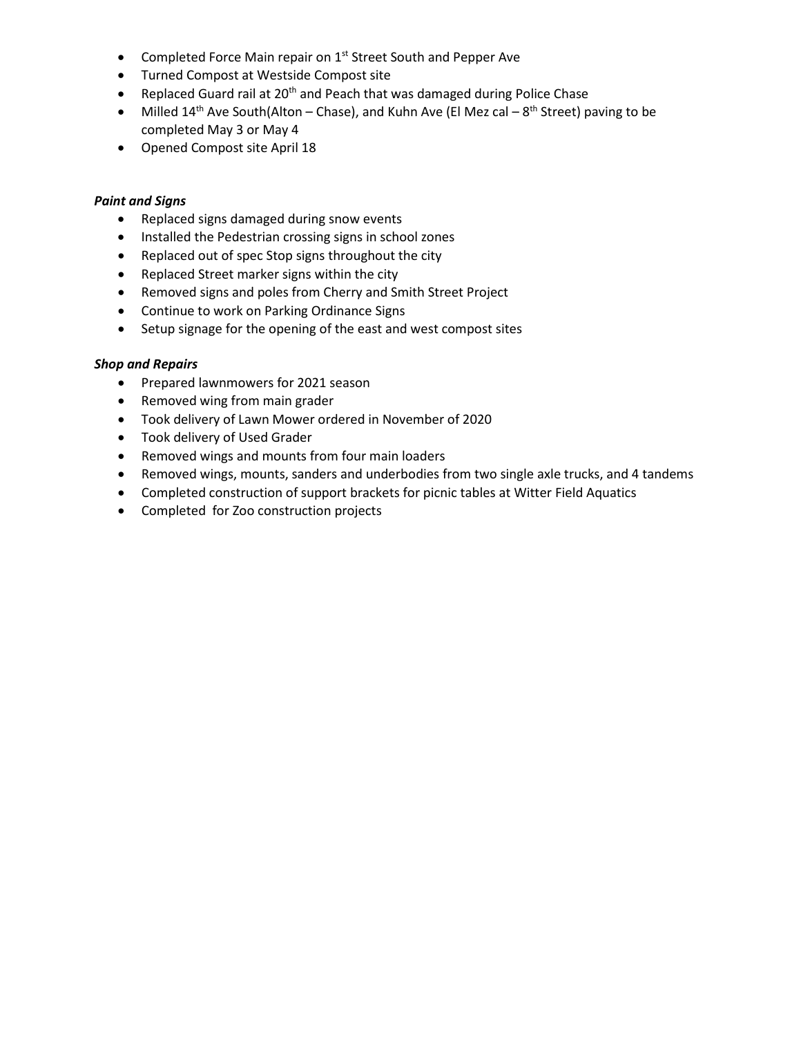- Completed Force Main repair on 1st Street South and Pepper Ave
- Turned Compost at Westside Compost site
- Replaced Guard rail at 20th and Peach that was damaged during Police Chase
- Milled 14th Ave South(Alton – Chase), and Kuhn Ave (El Mez cal – 8th Street) paving to be completed May 3 or May 4
- Opened Compost site April 18

***Paint and Signs***

- Replaced signs damaged during snow events
- Installed the Pedestrian crossing signs in school zones
- Replaced out of spec Stop signs throughout the city
- Replaced Street marker signs within the city
- Removed signs and poles from Cherry and Smith Street Project
- Continue to work on Parking Ordinance Signs
- Setup signage for the opening of the east and west compost sites

***Shop and Repairs***

- Prepared lawnmowers for 2021 season
- Removed wing from main grader
- Took delivery of Lawn Mower ordered in November of 2020
- Took delivery of Used Grader
- Removed wings and mounts from four main loaders
- Removed wings, mounts, sanders and underbodies from two single axle trucks, and 4 tandems
- Completed construction of support brackets for picnic tables at Witter Field Aquatics
- Completed for Zoo construction projects